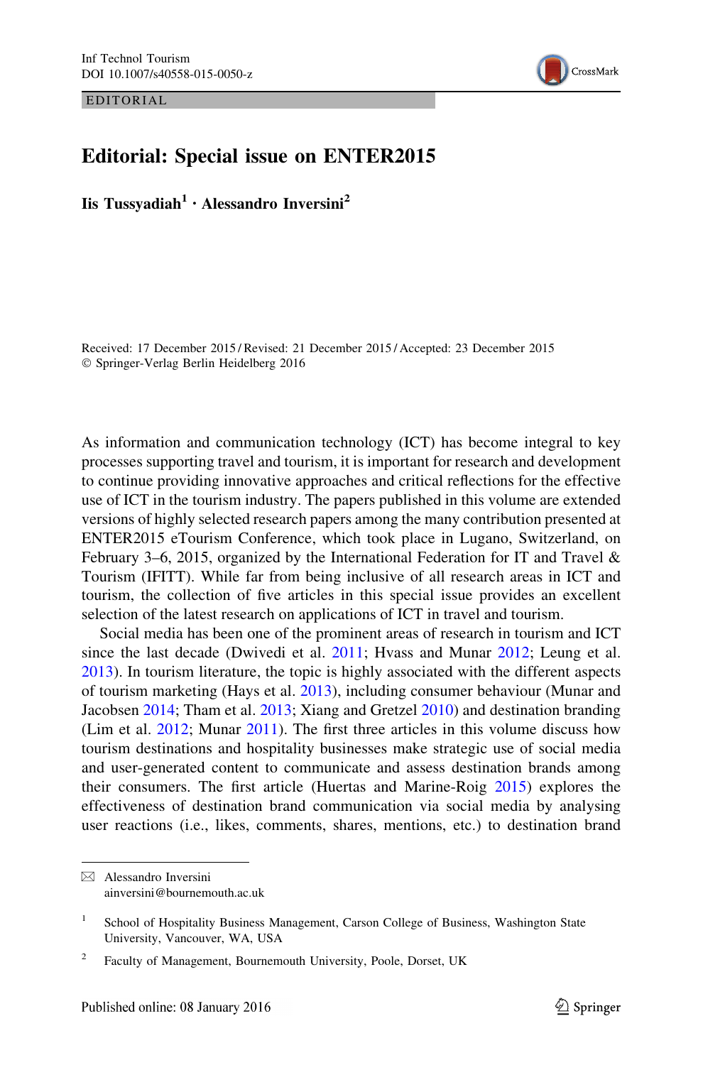EDITORIAL

# Editorial: Special issue on ENTER2015

**Iis Tussyadiah**[1] **· Alessandro Inversini**[2]

Received: 17 December 2015 / Revised: 21 December 2015 / Accepted: 23 December 2015
© Springer-Verlag Berlin Heidelberg 2016

As information and communication technology (ICT) has become integral to key processes supporting travel and tourism, it is important for research and development to continue providing innovative approaches and critical reflections for the effective use of ICT in the tourism industry. The papers published in this volume are extended versions of highly selected research papers among the many contribution presented at ENTER2015 eTourism Conference, which took place in Lugano, Switzerland, on February 3–6, 2015, organized by the International Federation for IT and Travel & Tourism (IFITT). While far from being inclusive of all research areas in ICT and tourism, the collection of five articles in this special issue provides an excellent selection of the latest research on applications of ICT in travel and tourism.

Social media has been one of the prominent areas of research in tourism and ICT since the last decade (Dwivedi et al. 2011; Hvass and Munar 2012; Leung et al. 2013). In tourism literature, the topic is highly associated with the different aspects of tourism marketing (Hays et al. 2013), including consumer behaviour (Munar and Jacobsen 2014; Tham et al. 2013; Xiang and Gretzel 2010) and destination branding (Lim et al. 2012; Munar 2011). The first three articles in this volume discuss how tourism destinations and hospitality businesses make strategic use of social media and user-generated content to communicate and assess destination brands among their consumers. The first article (Huertas and Marine-Roig 2015) explores the effectiveness of destination brand communication via social media by analysing user reactions (i.e., likes, comments, shares, mentions, etc.) to destination brand

---

✉ Alessandro Inversini
ainversini@bournemouth.ac.uk

[1] School of Hospitality Business Management, Carson College of Business, Washington State University, Vancouver, WA, USA

[2] Faculty of Management, Bournemouth University, Poole, Dorset, UK

Published online: 08 January 2016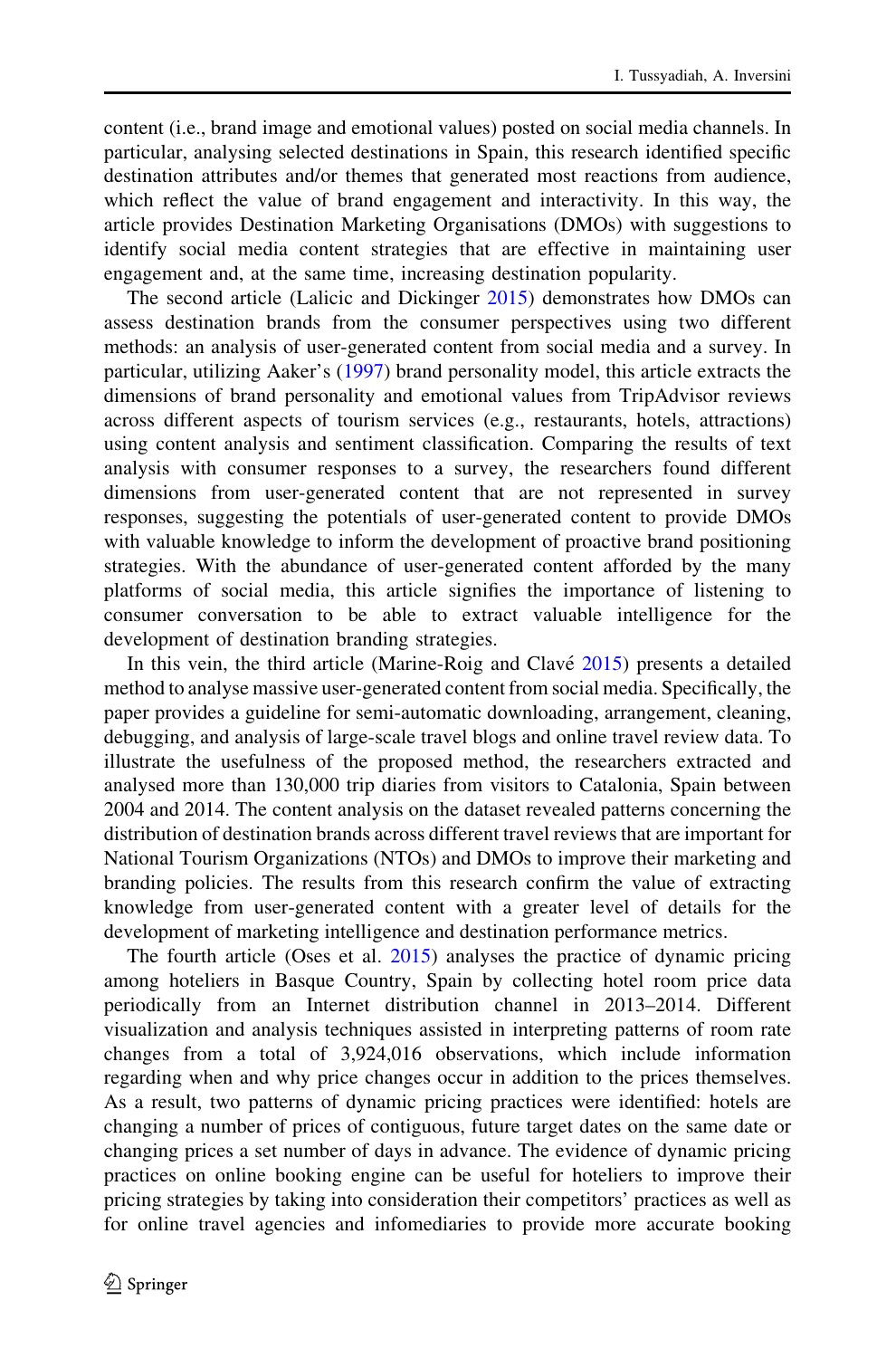content (i.e., brand image and emotional values) posted on social media channels. In particular, analysing selected destinations in Spain, this research identified specific destination attributes and/or themes that generated most reactions from audience, which reflect the value of brand engagement and interactivity. In this way, the article provides Destination Marketing Organisations (DMOs) with suggestions to identify social media content strategies that are effective in maintaining user engagement and, at the same time, increasing destination popularity.

The second article (Lalicic and Dickinger 2015) demonstrates how DMOs can assess destination brands from the consumer perspectives using two different methods: an analysis of user-generated content from social media and a survey. In particular, utilizing Aaker's (1997) brand personality model, this article extracts the dimensions of brand personality and emotional values from TripAdvisor reviews across different aspects of tourism services (e.g., restaurants, hotels, attractions) using content analysis and sentiment classification. Comparing the results of text analysis with consumer responses to a survey, the researchers found different dimensions from user-generated content that are not represented in survey responses, suggesting the potentials of user-generated content to provide DMOs with valuable knowledge to inform the development of proactive brand positioning strategies. With the abundance of user-generated content afforded by the many platforms of social media, this article signifies the importance of listening to consumer conversation to be able to extract valuable intelligence for the development of destination branding strategies.

In this vein, the third article (Marine-Roig and Clavé 2015) presents a detailed method to analyse massive user-generated content from social media. Specifically, the paper provides a guideline for semi-automatic downloading, arrangement, cleaning, debugging, and analysis of large-scale travel blogs and online travel review data. To illustrate the usefulness of the proposed method, the researchers extracted and analysed more than 130,000 trip diaries from visitors to Catalonia, Spain between 2004 and 2014. The content analysis on the dataset revealed patterns concerning the distribution of destination brands across different travel reviews that are important for National Tourism Organizations (NTOs) and DMOs to improve their marketing and branding policies. The results from this research confirm the value of extracting knowledge from user-generated content with a greater level of details for the development of marketing intelligence and destination performance metrics.

The fourth article (Oses et al. 2015) analyses the practice of dynamic pricing among hoteliers in Basque Country, Spain by collecting hotel room price data periodically from an Internet distribution channel in 2013–2014. Different visualization and analysis techniques assisted in interpreting patterns of room rate changes from a total of 3,924,016 observations, which include information regarding when and why price changes occur in addition to the prices themselves. As a result, two patterns of dynamic pricing practices were identified: hotels are changing a number of prices of contiguous, future target dates on the same date or changing prices a set number of days in advance. The evidence of dynamic pricing practices on online booking engine can be useful for hoteliers to improve their pricing strategies by taking into consideration their competitors' practices as well as for online travel agencies and infomediaries to provide more accurate booking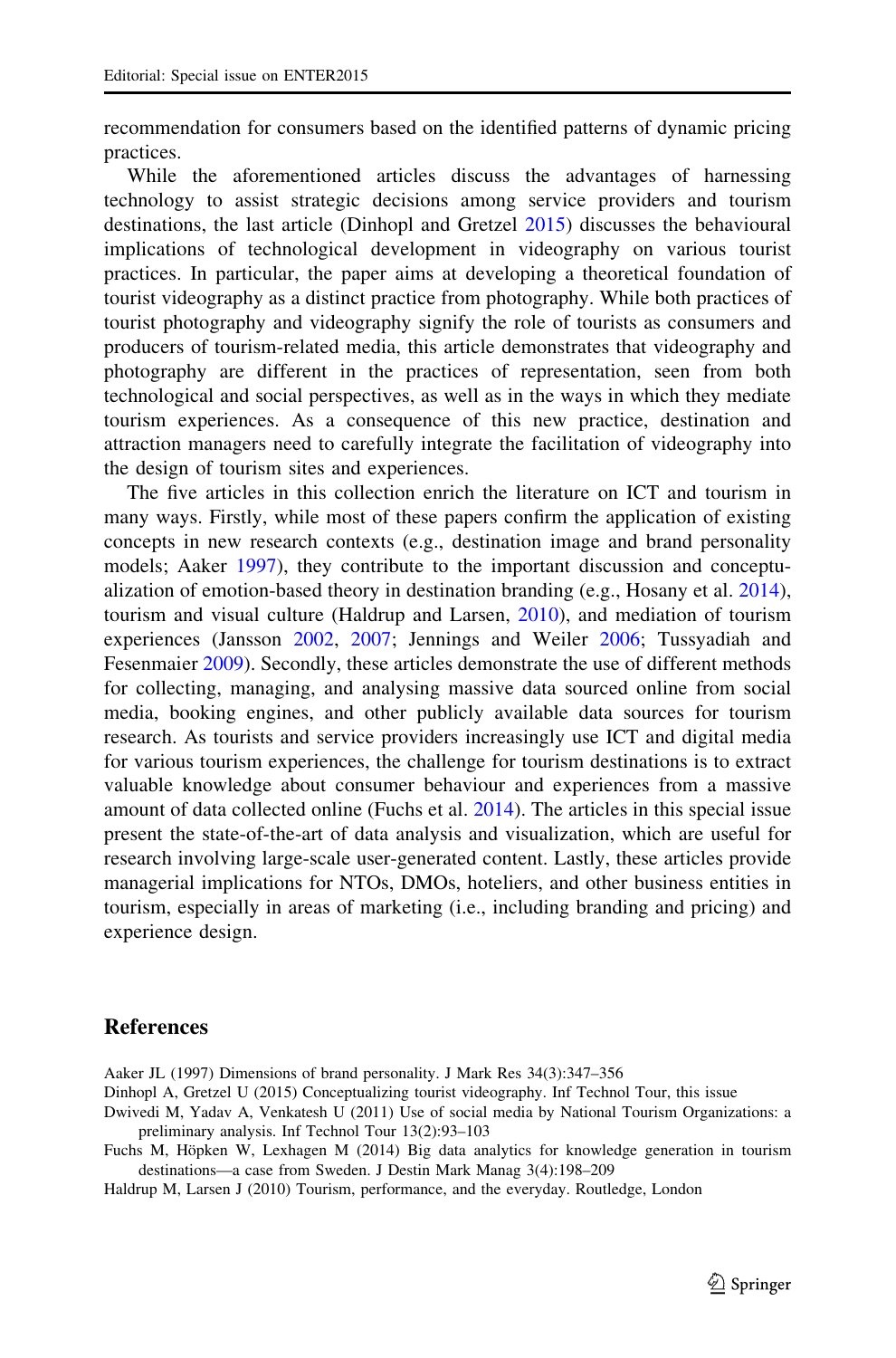recommendation for consumers based on the identified patterns of dynamic pricing practices.

While the aforementioned articles discuss the advantages of harnessing technology to assist strategic decisions among service providers and tourism destinations, the last article (Dinhopl and Gretzel 2015) discusses the behavioural implications of technological development in videography on various tourist practices. In particular, the paper aims at developing a theoretical foundation of tourist videography as a distinct practice from photography. While both practices of tourist photography and videography signify the role of tourists as consumers and producers of tourism-related media, this article demonstrates that videography and photography are different in the practices of representation, seen from both technological and social perspectives, as well as in the ways in which they mediate tourism experiences. As a consequence of this new practice, destination and attraction managers need to carefully integrate the facilitation of videography into the design of tourism sites and experiences.

The five articles in this collection enrich the literature on ICT and tourism in many ways. Firstly, while most of these papers confirm the application of existing concepts in new research contexts (e.g., destination image and brand personality models; Aaker 1997), they contribute to the important discussion and conceptualization of emotion-based theory in destination branding (e.g., Hosany et al. 2014), tourism and visual culture (Haldrup and Larsen, 2010), and mediation of tourism experiences (Jansson 2002, 2007; Jennings and Weiler 2006; Tussyadiah and Fesenmaier 2009). Secondly, these articles demonstrate the use of different methods for collecting, managing, and analysing massive data sourced online from social media, booking engines, and other publicly available data sources for tourism research. As tourists and service providers increasingly use ICT and digital media for various tourism experiences, the challenge for tourism destinations is to extract valuable knowledge about consumer behaviour and experiences from a massive amount of data collected online (Fuchs et al. 2014). The articles in this special issue present the state-of-the-art of data analysis and visualization, which are useful for research involving large-scale user-generated content. Lastly, these articles provide managerial implications for NTOs, DMOs, hoteliers, and other business entities in tourism, especially in areas of marketing (i.e., including branding and pricing) and experience design.

## References

Aaker JL (1997) Dimensions of brand personality. J Mark Res 34(3):347–356

Dinhopl A, Gretzel U (2015) Conceptualizing tourist videography. Inf Technol Tour, this issue

Dwivedi M, Yadav A, Venkatesh U (2011) Use of social media by National Tourism Organizations: a preliminary analysis. Inf Technol Tour 13(2):93–103

Fuchs M, Höpken W, Lexhagen M (2014) Big data analytics for knowledge generation in tourism destinations—a case from Sweden. J Destin Mark Manag 3(4):198–209

Haldrup M, Larsen J (2010) Tourism, performance, and the everyday. Routledge, London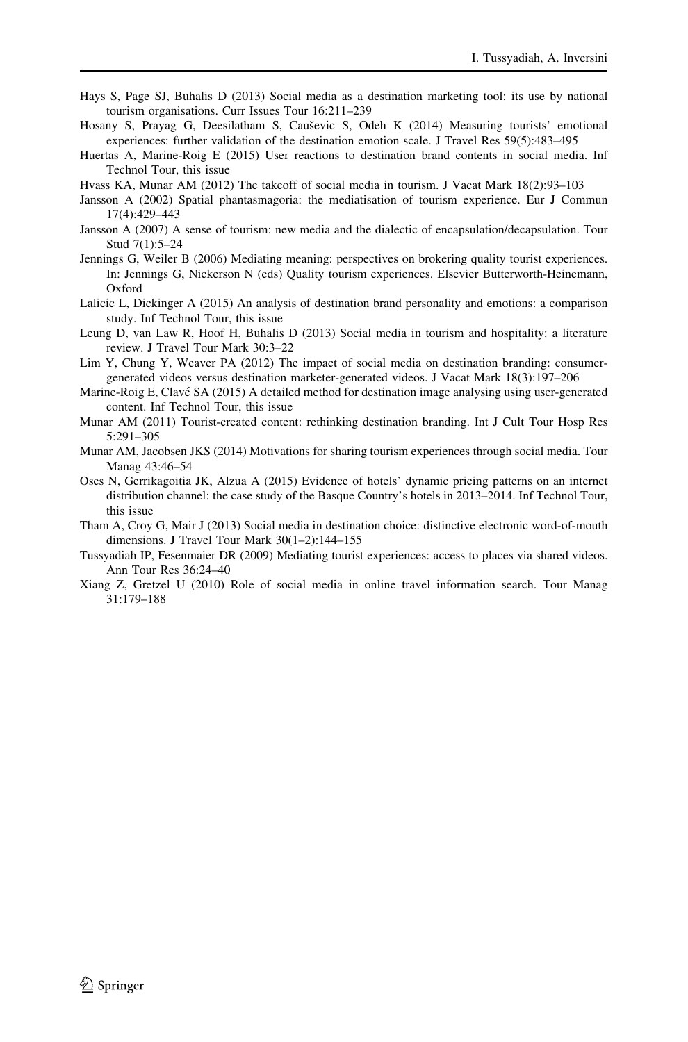Hays S, Page SJ, Buhalis D (2013) Social media as a destination marketing tool: its use by national tourism organisations. Curr Issues Tour 16:211–239

Hosany S, Prayag G, Deesilatham S, Caušević S, Odeh K (2014) Measuring tourists' emotional experiences: further validation of the destination emotion scale. J Travel Res 59(5):483–495

Huertas A, Marine-Roig E (2015) User reactions to destination brand contents in social media. Inf Technol Tour, this issue

Hvass KA, Munar AM (2012) The takeoff of social media in tourism. J Vacat Mark 18(2):93–103

Jansson A (2002) Spatial phantasmagoria: the mediatisation of tourism experience. Eur J Commun 17(4):429–443

Jansson A (2007) A sense of tourism: new media and the dialectic of encapsulation/decapsulation. Tour Stud 7(1):5–24

Jennings G, Weiler B (2006) Mediating meaning: perspectives on brokering quality tourist experiences. In: Jennings G, Nickerson N (eds) Quality tourism experiences. Elsevier Butterworth-Heinemann, Oxford

Lalicic L, Dickinger A (2015) An analysis of destination brand personality and emotions: a comparison study. Inf Technol Tour, this issue

Leung D, van Law R, Hoof H, Buhalis D (2013) Social media in tourism and hospitality: a literature review. J Travel Tour Mark 30:3–22

Lim Y, Chung Y, Weaver PA (2012) The impact of social media on destination branding: consumer-generated videos versus destination marketer-generated videos. J Vacat Mark 18(3):197–206

Marine-Roig E, Clavé SA (2015) A detailed method for destination image analysing using user-generated content. Inf Technol Tour, this issue

Munar AM (2011) Tourist-created content: rethinking destination branding. Int J Cult Tour Hosp Res 5:291–305

Munar AM, Jacobsen JKS (2014) Motivations for sharing tourism experiences through social media. Tour Manag 43:46–54

Oses N, Gerrikagoitia JK, Alzua A (2015) Evidence of hotels' dynamic pricing patterns on an internet distribution channel: the case study of the Basque Country's hotels in 2013–2014. Inf Technol Tour, this issue

Tham A, Croy G, Mair J (2013) Social media in destination choice: distinctive electronic word-of-mouth dimensions. J Travel Tour Mark 30(1–2):144–155

Tussyadiah IP, Fesenmaier DR (2009) Mediating tourist experiences: access to places via shared videos. Ann Tour Res 36:24–40

Xiang Z, Gretzel U (2010) Role of social media in online travel information search. Tour Manag 31:179–188